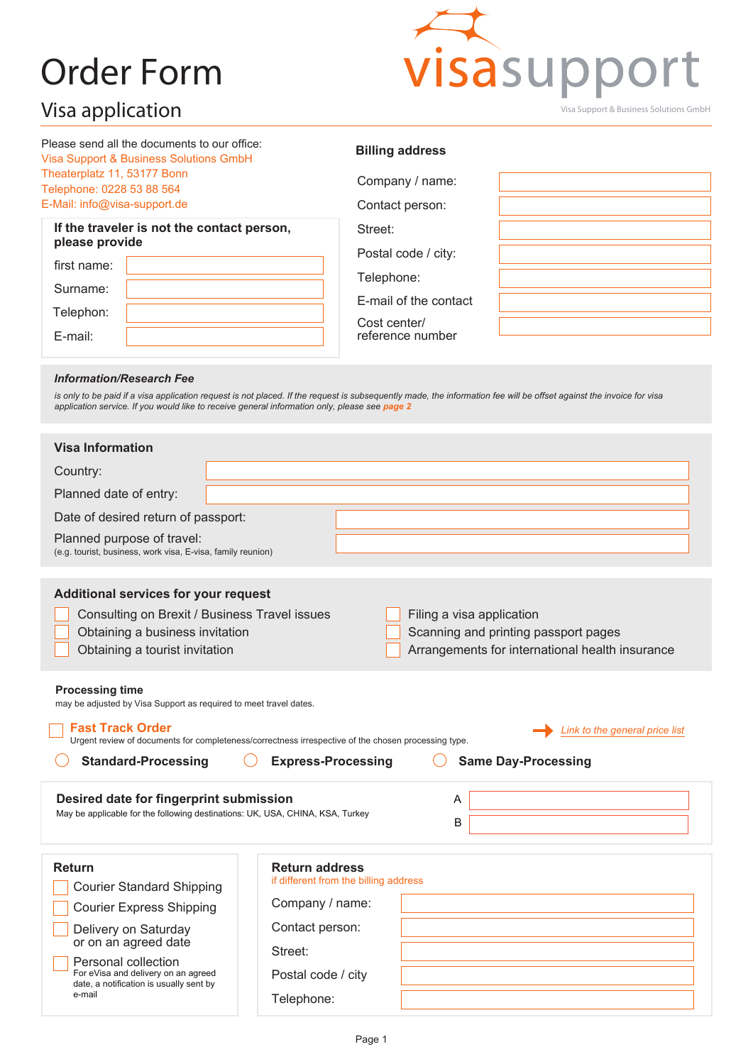# Order Form

## Visa application

visasupport

Visa Support & Business Solutions GmbH

Please send all the documents to our office:
Visa Support & Business Solutions GmbH
Theaterplatz 11, 53177 Bonn
Telephone: 0228 53 88 564
E-Mail: info@visa-support.de

**If the traveler is not the contact person, please provide**

first name:

Surname:

Telephon:

E-mail:

**Billing address**

Company / name:

Contact person:

Street:

Postal code / city:

Telephone:

E-mail of the contact

Cost center/ reference number

***Information/Research Fee***

*is only to be paid if a visa application request is not placed. If the request is subsequently made, the information fee will be offset against the invoice for visa application service. If you would like to receive general information only, please see page 2*

**Visa Information**

Country:

Planned date of entry:

Date of desired return of passport:

Planned purpose of travel:
(e.g. tourist, business, work visa, E-visa, family reunion)

**Additional services for your request**

- ☐ Consulting on Brexit / Business Travel issues
- ☐ Obtaining a business invitation
- ☐ Obtaining a tourist invitation
- ☐ Filing a visa application
- ☐ Scanning and printing passport pages
- ☐ Arrangements for international health insurance

**Processing time**
may be adjusted by Visa Support as required to meet travel dates.

☐ **Fast Track Order**
Urgent review of documents for completeness/correctness irrespective of the chosen processing type.

Link to the general price list

○ **Standard-Processing** ○ **Express-Processing** ○ **Same Day-Processing**

**Desired date for fingerprint submission**
May be applicable for the following destinations: UK, USA, CHINA, KSA, Turkey

A

B

**Return**

- ☐ Courier Standard Shipping
- ☐ Courier Express Shipping
- ☐ Delivery on Saturday or on an agreed date
- ☐ Personal collection
  For eVisa and delivery on an agreed date, a notification is usually sent by e-mail

**Return address**
if different from the billing address

Company / name:

Contact person:

Street:

Postal code / city

Telephone: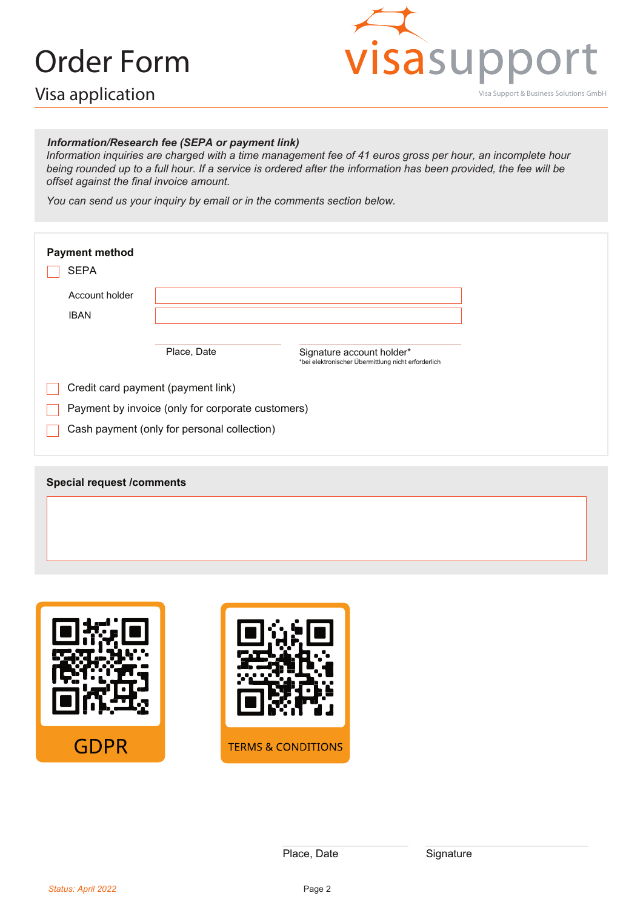# Order Form

## Visa application

visasupport

Visa Support & Business Solutions GmbH

***Information/Research fee (SEPA or payment link)***

*Information inquiries are charged with a time management fee of 41 euros gross per hour, an incomplete hour being rounded up to a full hour. If a service is ordered after the information has been provided, the fee will be offset against the final invoice amount.*

*You can send us your inquiry by email or in the comments section below.*

**Payment method**

☐ SEPA

Account holder: \_\_\_\_\_\_\_\_\_\_\_\_\_\_\_\_\_\_\_\_

IBAN: \_\_\_\_\_\_\_\_\_\_\_\_\_\_\_\_\_\_\_\_

Place, Date \_\_\_\_\_\_\_\_\_\_\_\_\_\_\_\_\_\_\_\_

Signature account holder* \_\_\_\_\_\_\_\_\_\_\_\_\_\_\_\_\_\_\_\_

*bei elektronischer Übermittlung nicht erforderlich

☐ Credit card payment (payment link)

☐ Payment by invoice (only for corporate customers)

☐ Cash payment (only for personal collection)

**Special request /comments**

\_\_\_\_\_\_\_\_\_\_\_\_\_\_\_\_\_\_\_\_

GDPR

TERMS & CONDITIONS

Place, Date \_\_\_\_\_\_\_\_\_\_\_\_\_\_\_\_\_\_\_\_

Signature \_\_\_\_\_\_\_\_\_\_\_\_\_\_\_\_\_\_\_\_

*Status: April 2022*